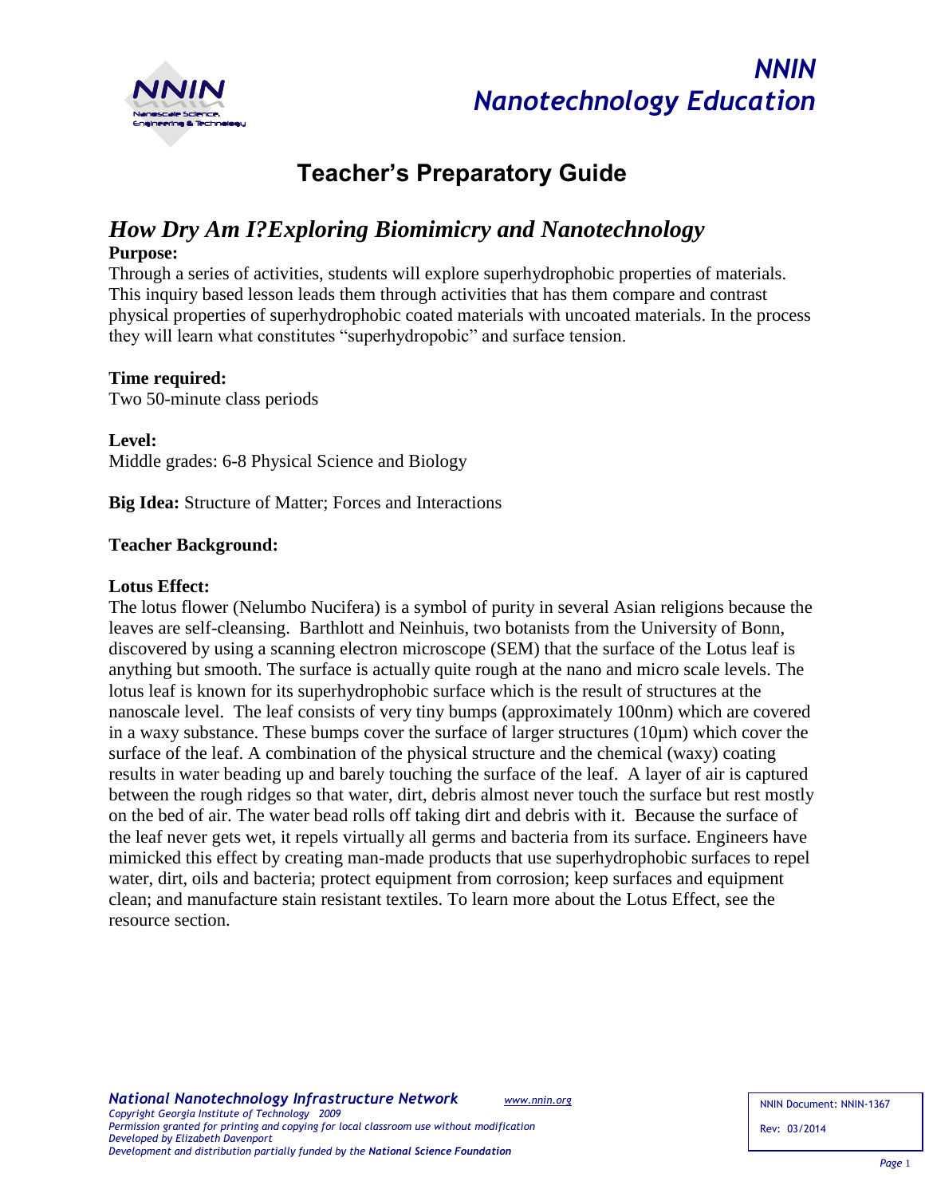# NNIN Nanotechnology Education

## Teacher's Preparatory Guide

## *How Dry Am I?Exploring Biomimicry and Nanotechnology*

**Purpose:**

Through a series of activities, students will explore superhydrophobic properties of materials. This inquiry based lesson leads them through activities that has them compare and contrast physical properties of superhydrophobic coated materials with uncoated materials. In the process they will learn what constitutes "superhydropobic" and surface tension.

**Time required:**

Two 50-minute class periods

**Level:**

Middle grades: 6-8 Physical Science and Biology

**Big Idea:** Structure of Matter; Forces and Interactions

**Teacher Background:**

**Lotus Effect:**

The lotus flower (Nelumbo Nucifera) is a symbol of purity in several Asian religions because the leaves are self-cleansing. Barthlott and Neinhuis, two botanists from the University of Bonn, discovered by using a scanning electron microscope (SEM) that the surface of the Lotus leaf is anything but smooth. The surface is actually quite rough at the nano and micro scale levels. The lotus leaf is known for its superhydrophobic surface which is the result of structures at the nanoscale level. The leaf consists of very tiny bumps (approximately 100nm) which are covered in a waxy substance. These bumps cover the surface of larger structures (10µm) which cover the surface of the leaf. A combination of the physical structure and the chemical (waxy) coating results in water beading up and barely touching the surface of the leaf. A layer of air is captured between the rough ridges so that water, dirt, debris almost never touch the surface but rest mostly on the bed of air. The water bead rolls off taking dirt and debris with it. Because the surface of the leaf never gets wet, it repels virtually all germs and bacteria from its surface. Engineers have mimicked this effect by creating man-made products that use superhydrophobic surfaces to repel water, dirt, oils and bacteria; protect equipment from corrosion; keep surfaces and equipment clean; and manufacture stain resistant textiles. To learn more about the Lotus Effect, see the resource section.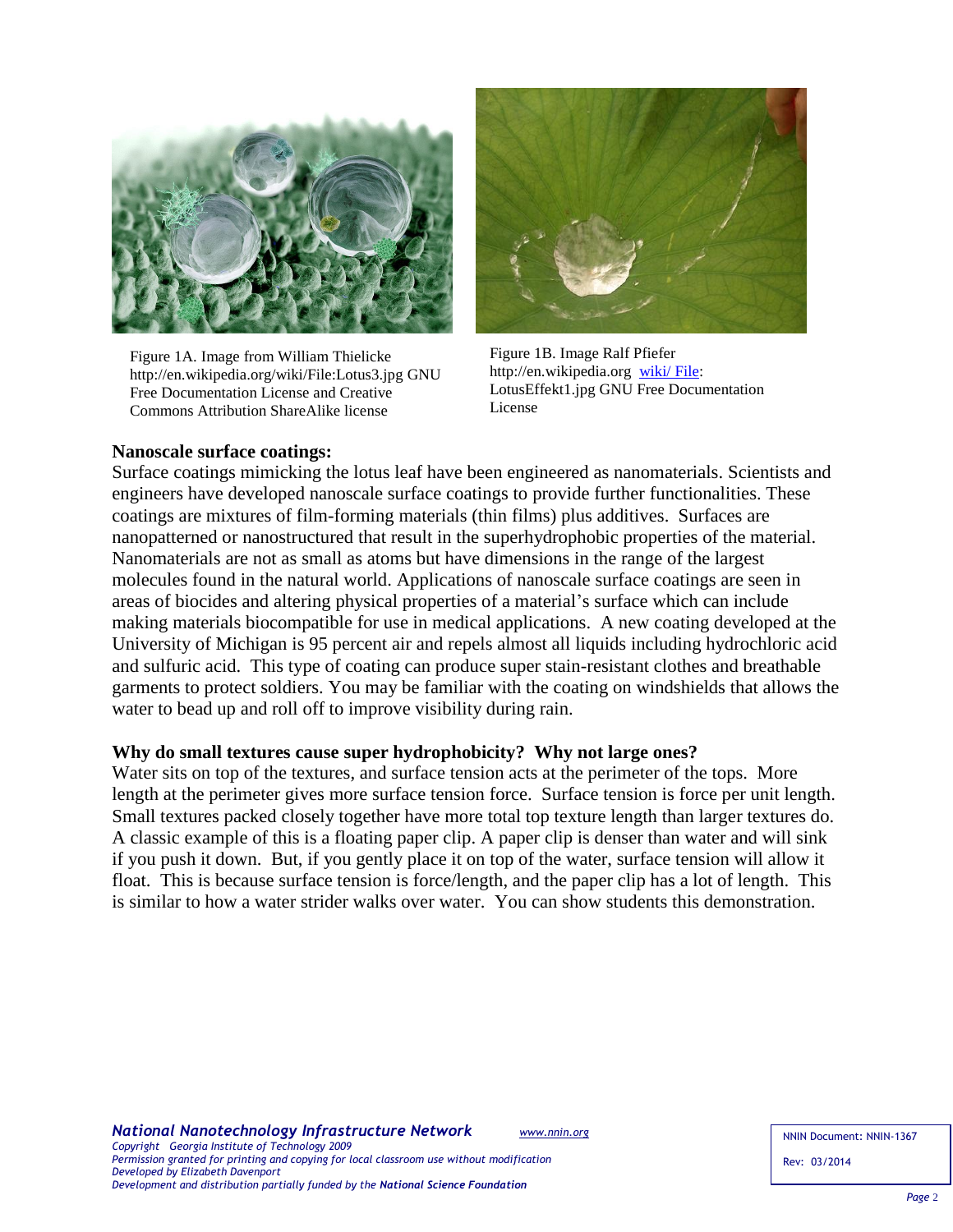Figure 1A. Image from William Thielicke http://en.wikipedia.org/wiki/File:Lotus3.jpg GNU Free Documentation License and Creative Commons Attribution ShareAlike license

Figure 1B. Image Ralf Pfiefer http://en.wikipedia.org wiki/ File: LotusEffekt1.jpg GNU Free Documentation License

**Nanoscale surface coatings:**

Surface coatings mimicking the lotus leaf have been engineered as nanomaterials. Scientists and engineers have developed nanoscale surface coatings to provide further functionalities. These coatings are mixtures of film-forming materials (thin films) plus additives. Surfaces are nanopatterned or nanostructured that result in the superhydrophobic properties of the material. Nanomaterials are not as small as atoms but have dimensions in the range of the largest molecules found in the natural world. Applications of nanoscale surface coatings are seen in areas of biocides and altering physical properties of a material's surface which can include making materials biocompatible for use in medical applications. A new coating developed at the University of Michigan is 95 percent air and repels almost all liquids including hydrochloric acid and sulfuric acid. This type of coating can produce super stain-resistant clothes and breathable garments to protect soldiers. You may be familiar with the coating on windshields that allows the water to bead up and roll off to improve visibility during rain.

**Why do small textures cause super hydrophobicity? Why not large ones?**

Water sits on top of the textures, and surface tension acts at the perimeter of the tops. More length at the perimeter gives more surface tension force. Surface tension is force per unit length. Small textures packed closely together have more total top texture length than larger textures do. A classic example of this is a floating paper clip. A paper clip is denser than water and will sink if you push it down. But, if you gently place it on top of the water, surface tension will allow it float. This is because surface tension is force/length, and the paper clip has a lot of length. This is similar to how a water strider walks over water. You can show students this demonstration.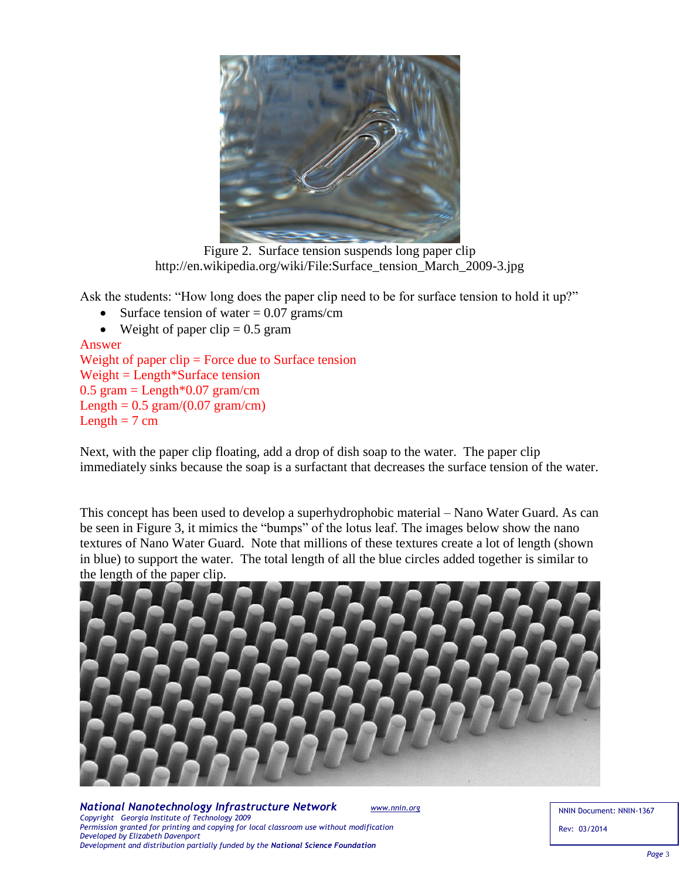Figure 2. Surface tension suspends long paper clip
http://en.wikipedia.org/wiki/File:Surface_tension_March_2009-3.jpg

Ask the students: "How long does the paper clip need to be for surface tension to hold it up?"

- Surface tension of water = 0.07 grams/cm
- Weight of paper clip = 0.5 gram

Answer
Weight of paper clip = Force due to Surface tension
Weight = Length*Surface tension
0.5 gram = Length*0.07 gram/cm
Length = 0.5 gram/(0.07 gram/cm)
Length = 7 cm

Next, with the paper clip floating, add a drop of dish soap to the water. The paper clip immediately sinks because the soap is a surfactant that decreases the surface tension of the water.

This concept has been used to develop a superhydrophobic material – Nano Water Guard. As can be seen in Figure 3, it mimics the "bumps" of the lotus leaf. The images below show the nano textures of Nano Water Guard. Note that millions of these textures create a lot of length (shown in blue) to support the water. The total length of all the blue circles added together is similar to the length of the paper clip.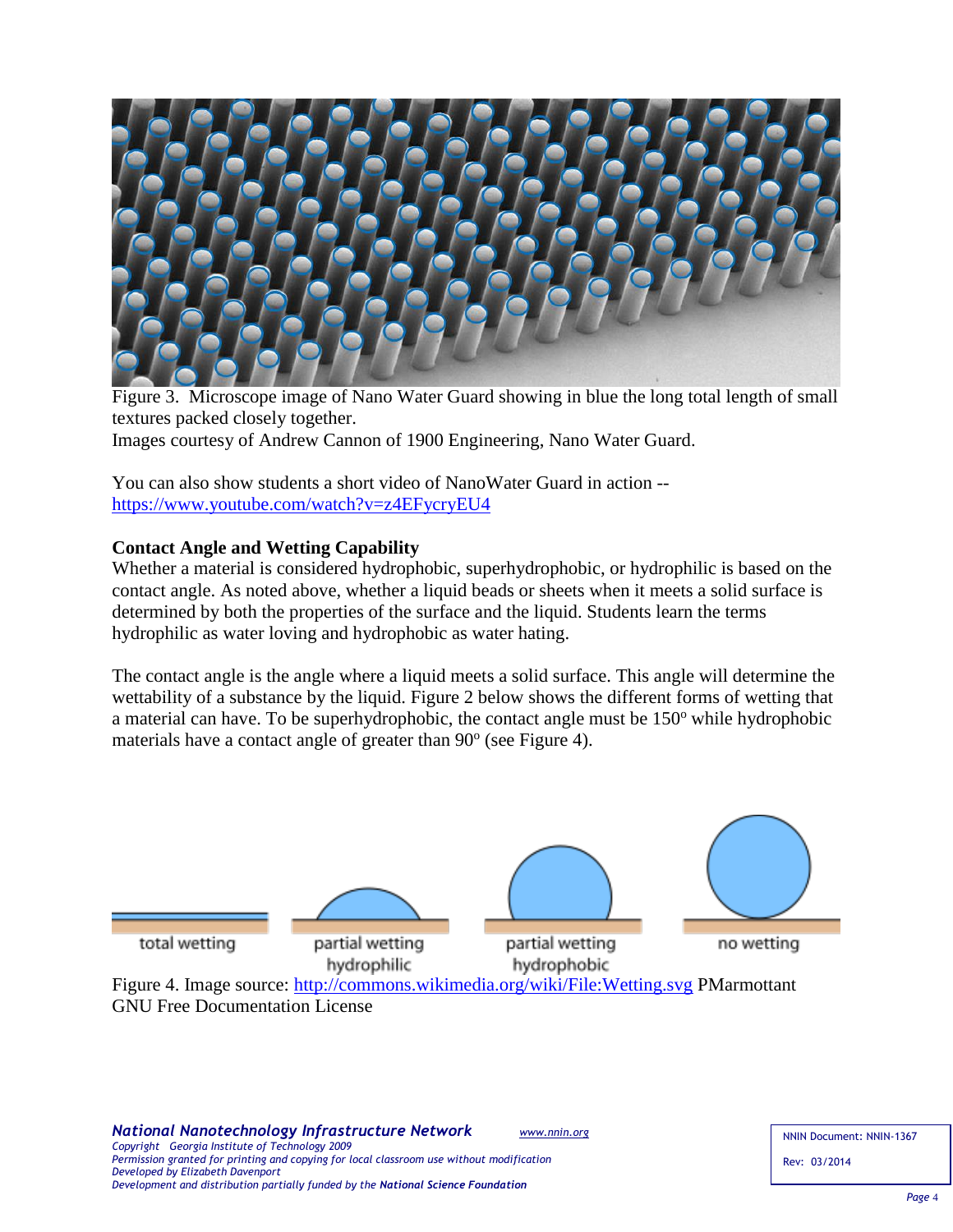Figure 3. Microscope image of Nano Water Guard showing in blue the long total length of small textures packed closely together.
Images courtesy of Andrew Cannon of 1900 Engineering, Nano Water Guard.

You can also show students a short video of NanoWater Guard in action -- https://www.youtube.com/watch?v=z4EFycryEU4

**Contact Angle and Wetting Capability**

Whether a material is considered hydrophobic, superhydrophobic, or hydrophilic is based on the contact angle. As noted above, whether a liquid beads or sheets when it meets a solid surface is determined by both the properties of the surface and the liquid. Students learn the terms hydrophilic as water loving and hydrophobic as water hating.

The contact angle is the angle where a liquid meets a solid surface. This angle will determine the wettability of a substance by the liquid. Figure 2 below shows the different forms of wetting that a material can have. To be superhydrophobic, the contact angle must be 150º while hydrophobic materials have a contact angle of greater than 90º (see Figure 4).

total wetting | partial wetting hydrophilic | partial wetting hydrophobic | no wetting

Figure 4. Image source: http://commons.wikimedia.org/wiki/File:Wetting.svg PMarmottant GNU Free Documentation License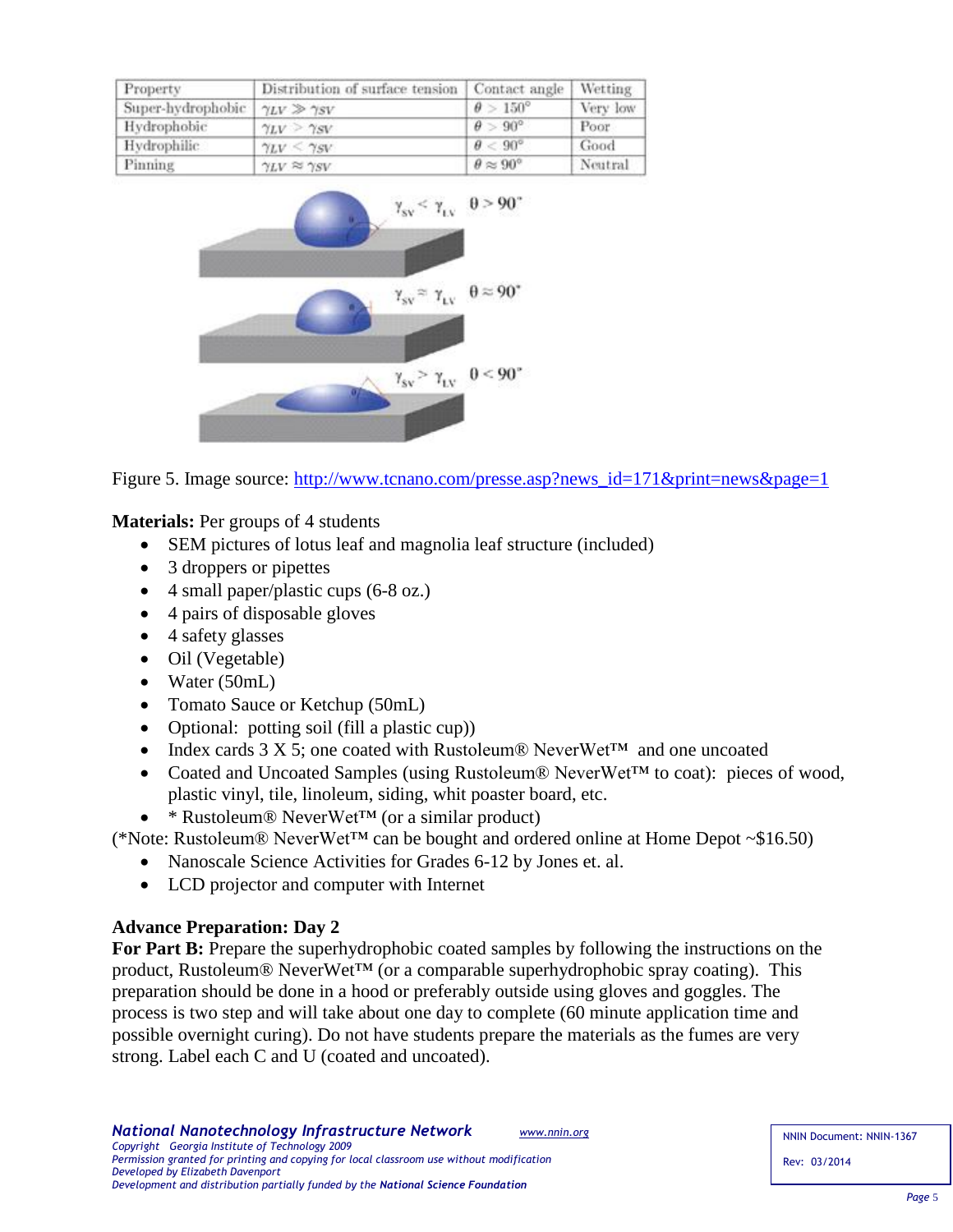| Property | Distribution of surface tension | Contact angle | Wetting |
| --- | --- | --- | --- |
| Super-hydrophobic | $\gamma_{LV} \gg \gamma_{SV}$ | $\theta > 150°$ | Very low |
| Hydrophobic | $\gamma_{LV} > \gamma_{SV}$ | $\theta > 90°$ | Poor |
| Hydrophilic | $\gamma_{LV} < \gamma_{SV}$ | $\theta < 90°$ | Good |
| Pinning | $\gamma_{LV} \approx \gamma_{SV}$ | $\theta \approx 90°$ | Neutral |

$\gamma_{SV} < \gamma_{LV}$ $\theta > 90°$

$\gamma_{SV} \approx \gamma_{LV}$ $\theta \approx 90°$

$\gamma_{SV} > \gamma_{LV}$ $\theta < 90°$

Figure 5. Image source: http://www.tcnano.com/presse.asp?news_id=171&print=news&page=1

**Materials:** Per groups of 4 students

- SEM pictures of lotus leaf and magnolia leaf structure (included)
- 3 droppers or pipettes
- 4 small paper/plastic cups (6-8 oz.)
- 4 pairs of disposable gloves
- 4 safety glasses
- Oil (Vegetable)
- Water (50mL)
- Tomato Sauce or Ketchup (50mL)
- Optional: potting soil (fill a plastic cup))
- Index cards 3 X 5; one coated with Rustoleum® NeverWet™ and one uncoated
- Coated and Uncoated Samples (using Rustoleum® NeverWet™ to coat): pieces of wood, plastic vinyl, tile, linoleum, siding, whit poaster board, etc.
- * Rustoleum® NeverWet™ (or a similar product)

(*Note: Rustoleum® NeverWet™ can be bought and ordered online at Home Depot ~$16.50)

- Nanoscale Science Activities for Grades 6-12 by Jones et. al.
- LCD projector and computer with Internet

**Advance Preparation: Day 2**

**For Part B:** Prepare the superhydrophobic coated samples by following the instructions on the product, Rustoleum® NeverWet™ (or a comparable superhydrophobic spray coating). This preparation should be done in a hood or preferably outside using gloves and goggles. The process is two step and will take about one day to complete (60 minute application time and possible overnight curing). Do not have students prepare the materials as the fumes are very strong. Label each C and U (coated and uncoated).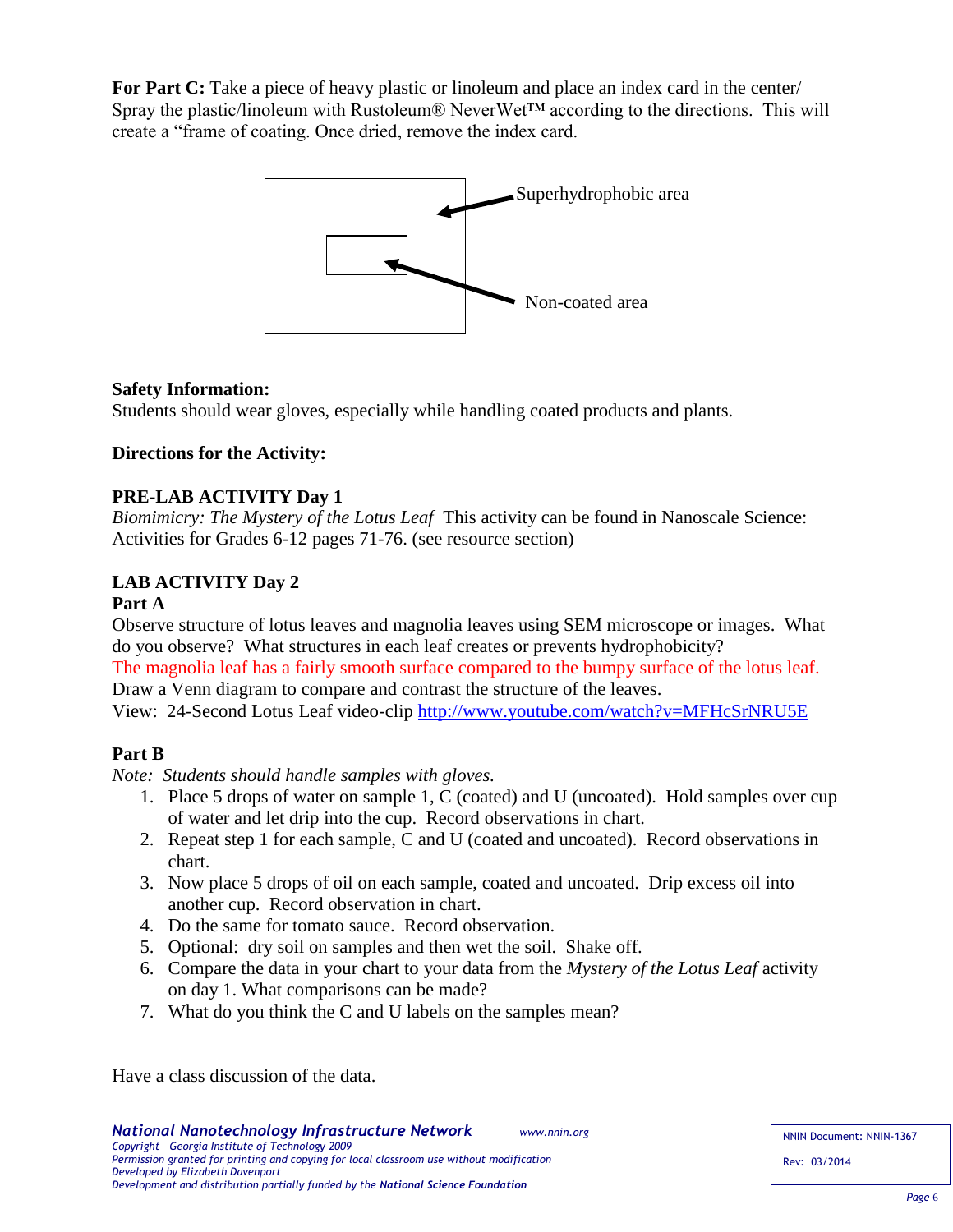**For Part C:** Take a piece of heavy plastic or linoleum and place an index card in the center/ Spray the plastic/linoleum with Rustoleum® NeverWet™ according to the directions. This will create a "frame of coating. Once dried, remove the index card.

Superhydrophobic area

Non-coated area

**Safety Information:**
Students should wear gloves, especially while handling coated products and plants.

**Directions for the Activity:**

**PRE-LAB ACTIVITY Day 1**
*Biomimicry: The Mystery of the Lotus Leaf* This activity can be found in Nanoscale Science: Activities for Grades 6-12 pages 71-76. (see resource section)

**LAB ACTIVITY Day 2**
**Part A**
Observe structure of lotus leaves and magnolia leaves using SEM microscope or images. What do you observe? What structures in each leaf creates or prevents hydrophobicity?
The magnolia leaf has a fairly smooth surface compared to the bumpy surface of the lotus leaf.
Draw a Venn diagram to compare and contrast the structure of the leaves.
View: 24-Second Lotus Leaf video-clip http://www.youtube.com/watch?v=MFHcSrNRU5E

**Part B**
*Note: Students should handle samples with gloves.*

1. Place 5 drops of water on sample 1, C (coated) and U (uncoated). Hold samples over cup of water and let drip into the cup. Record observations in chart.
2. Repeat step 1 for each sample, C and U (coated and uncoated). Record observations in chart.
3. Now place 5 drops of oil on each sample, coated and uncoated. Drip excess oil into another cup. Record observation in chart.
4. Do the same for tomato sauce. Record observation.
5. Optional: dry soil on samples and then wet the soil. Shake off.
6. Compare the data in your chart to your data from the *Mystery of the Lotus Leaf* activity on day 1. What comparisons can be made?
7. What do you think the C and U labels on the samples mean?

Have a class discussion of the data.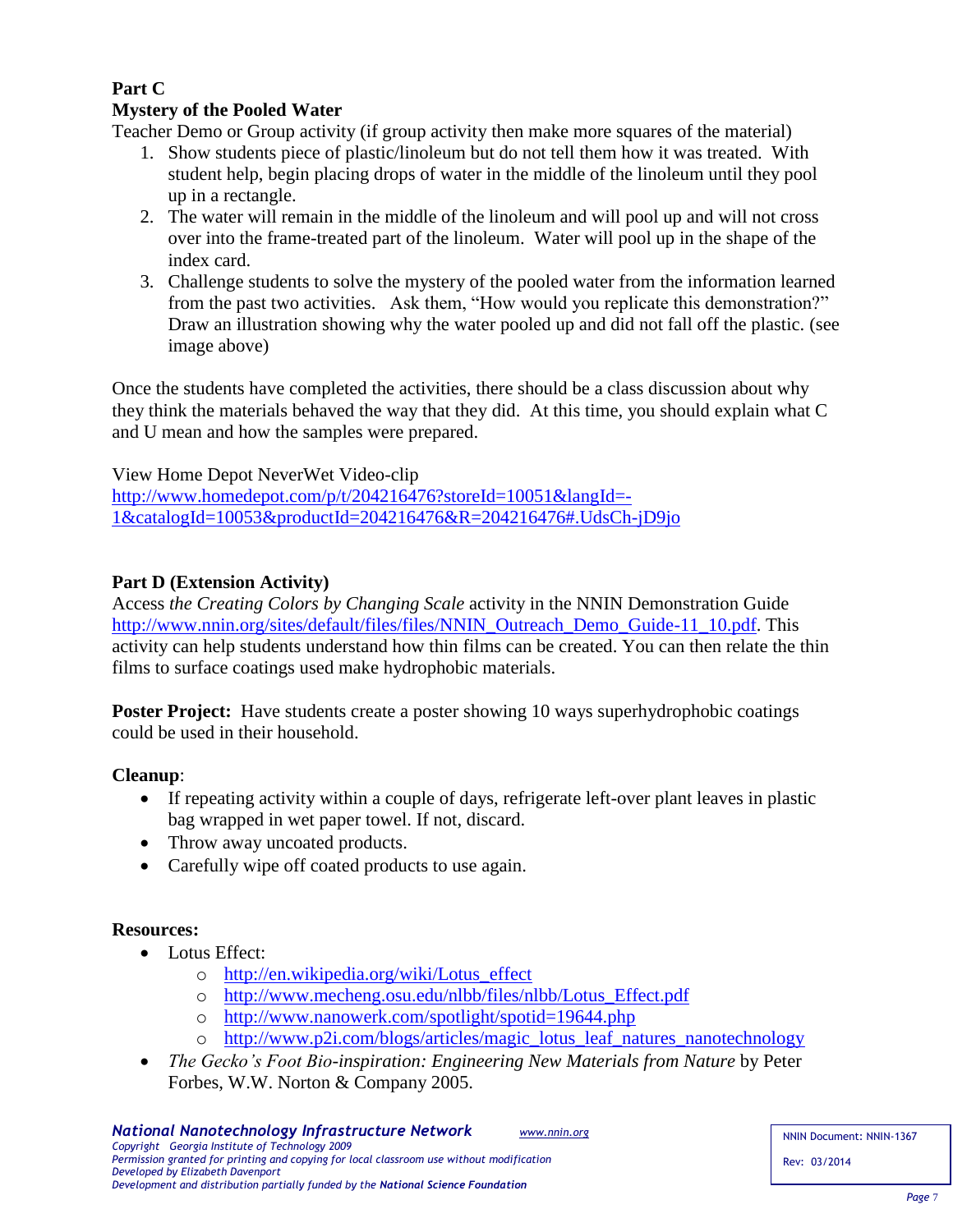**Part C**
**Mystery of the Pooled Water**

Teacher Demo or Group activity (if group activity then make more squares of the material)

1. Show students piece of plastic/linoleum but do not tell them how it was treated. With student help, begin placing drops of water in the middle of the linoleum until they pool up in a rectangle.
2. The water will remain in the middle of the linoleum and will pool up and will not cross over into the frame-treated part of the linoleum. Water will pool up in the shape of the index card.
3. Challenge students to solve the mystery of the pooled water from the information learned from the past two activities. Ask them, "How would you replicate this demonstration?" Draw an illustration showing why the water pooled up and did not fall off the plastic. (see image above)

Once the students have completed the activities, there should be a class discussion about why they think the materials behaved the way that they did. At this time, you should explain what C and U mean and how the samples were prepared.

View Home Depot NeverWet Video-clip
http://www.homedepot.com/p/t/204216476?storeId=10051&langId=-1&catalogId=10053&productId=204216476&R=204216476#.UdsCh-jD9jo

**Part D (Extension Activity)**

Access *the Creating Colors by Changing Scale* activity in the NNIN Demonstration Guide http://www.nnin.org/sites/default/files/files/NNIN_Outreach_Demo_Guide-11_10.pdf. This activity can help students understand how thin films can be created. You can then relate the thin films to surface coatings used make hydrophobic materials.

**Poster Project:** Have students create a poster showing 10 ways superhydrophobic coatings could be used in their household.

**Cleanup**:

- If repeating activity within a couple of days, refrigerate left-over plant leaves in plastic bag wrapped in wet paper towel. If not, discard.
- Throw away uncoated products.
- Carefully wipe off coated products to use again.

**Resources:**

- Lotus Effect:
  - http://en.wikipedia.org/wiki/Lotus_effect
  - http://www.mecheng.osu.edu/nlbb/files/nlbb/Lotus_Effect.pdf
  - http://www.nanowerk.com/spotlight/spotid=19644.php
  - http://www.p2i.com/blogs/articles/magic_lotus_leaf_natures_nanotechnology
- *The Gecko's Foot Bio-inspiration: Engineering New Materials from Nature* by Peter Forbes, W.W. Norton & Company 2005.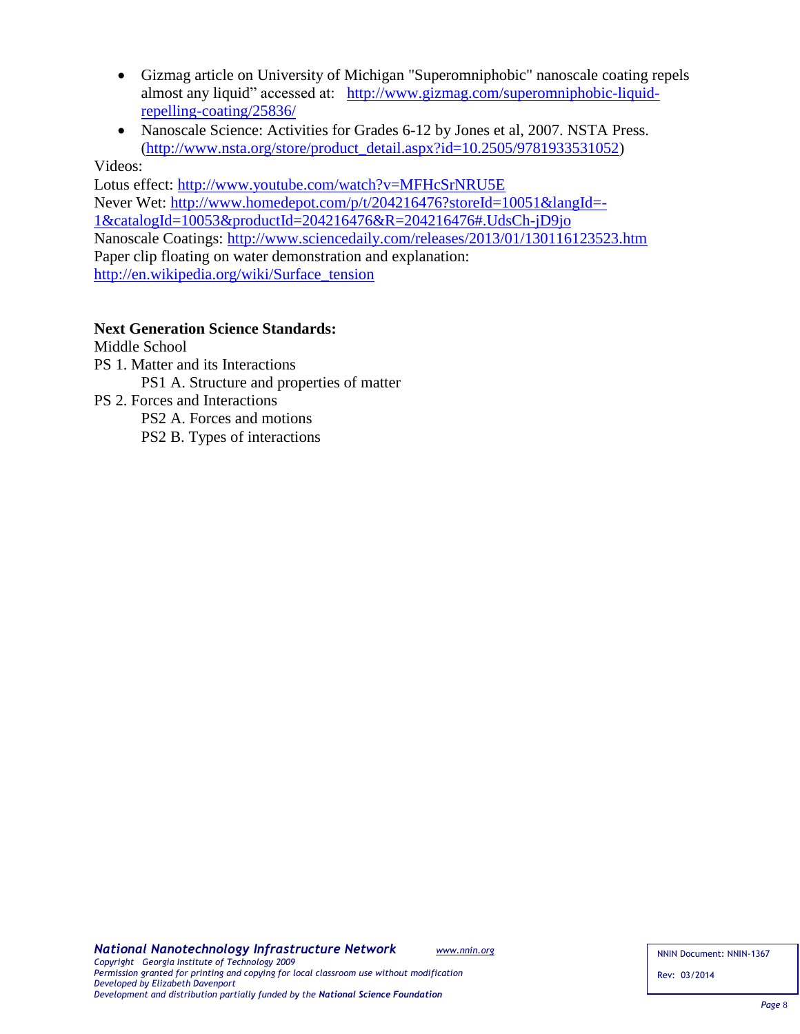- Gizmag article on University of Michigan "Superomniphobic" nanoscale coating repels almost any liquid" accessed at: http://www.gizmag.com/superomniphobic-liquid-repelling-coating/25836/
- Nanoscale Science: Activities for Grades 6-12 by Jones et al, 2007. NSTA Press. (http://www.nsta.org/store/product_detail.aspx?id=10.2505/9781933531052)

Videos:

Lotus effect: http://www.youtube.com/watch?v=MFHcSrNRU5E

Never Wet: http://www.homedepot.com/p/t/204216476?storeId=10051&langId=-1&catalogId=10053&productId=204216476&R=204216476#.UdsCh-jD9jo

Nanoscale Coatings: http://www.sciencedaily.com/releases/2013/01/130116123523.htm

Paper clip floating on water demonstration and explanation: http://en.wikipedia.org/wiki/Surface_tension

**Next Generation Science Standards:**

Middle School

PS 1. Matter and its Interactions

- PS1 A. Structure and properties of matter

PS 2. Forces and Interactions

- PS2 A. Forces and motions
- PS2 B. Types of interactions